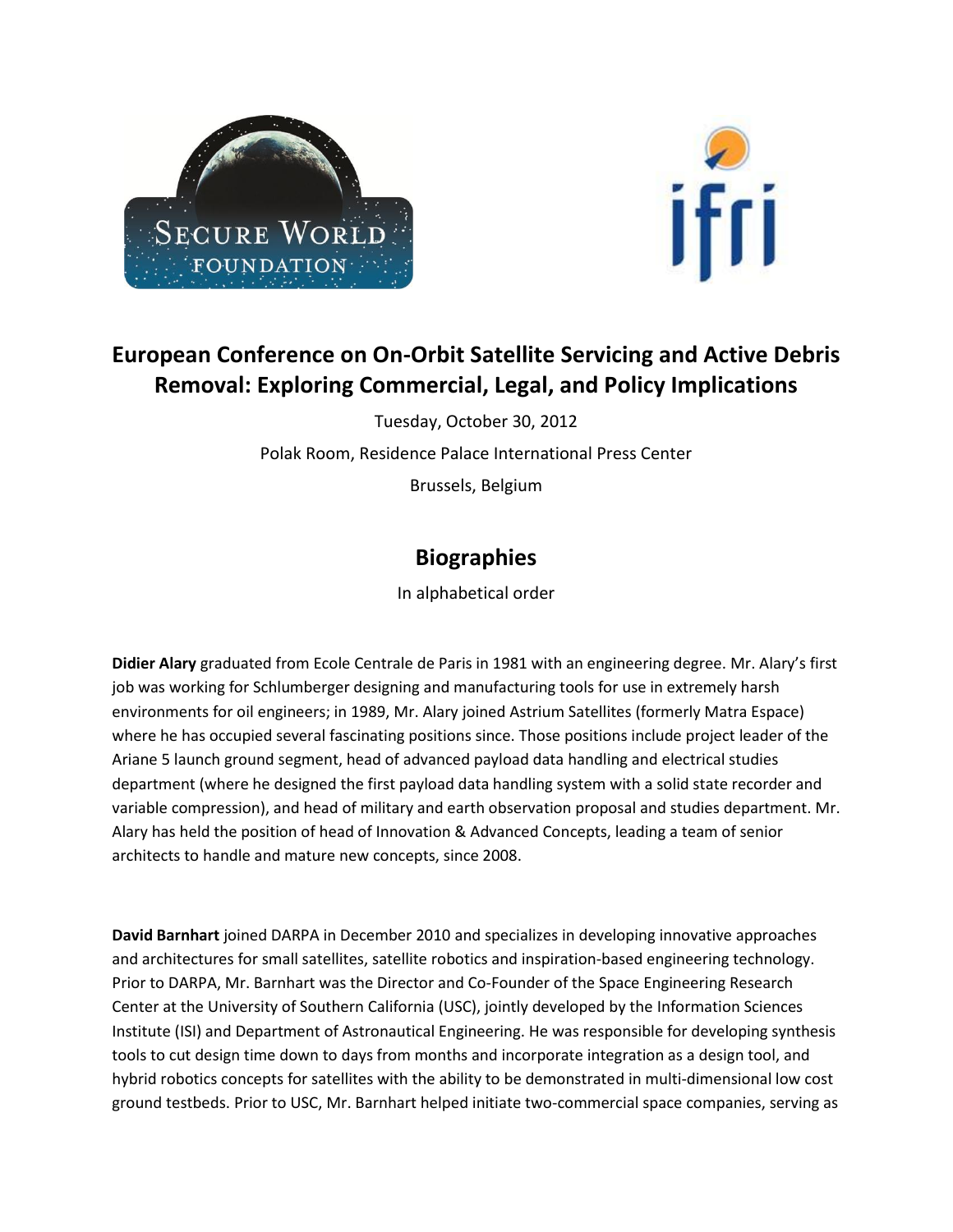# European Conference on On-Orbit Satellite Servicing and Active Debris Removal: Exploring Commercial, Legal, and Policy Implications

Tuesday, October 30, 2012

Polak Room, Residence Palace International Press Center

Brussels, Belgium

## Biographies

In alphabetical order

**Didier Alary** graduated from Ecole Centrale de Paris in 1981 with an engineering degree. Mr. Alary's first job was working for Schlumberger designing and manufacturing tools for use in extremely harsh environments for oil engineers; in 1989, Mr. Alary joined Astrium Satellites (formerly Matra Espace) where he has occupied several fascinating positions since. Those positions include project leader of the Ariane 5 launch ground segment, head of advanced payload data handling and electrical studies department (where he designed the first payload data handling system with a solid state recorder and variable compression), and head of military and earth observation proposal and studies department. Mr. Alary has held the position of head of Innovation & Advanced Concepts, leading a team of senior architects to handle and mature new concepts, since 2008.

**David Barnhart** joined DARPA in December 2010 and specializes in developing innovative approaches and architectures for small satellites, satellite robotics and inspiration-based engineering technology. Prior to DARPA, Mr. Barnhart was the Director and Co-Founder of the Space Engineering Research Center at the University of Southern California (USC), jointly developed by the Information Sciences Institute (ISI) and Department of Astronautical Engineering. He was responsible for developing synthesis tools to cut design time down to days from months and incorporate integration as a design tool, and hybrid robotics concepts for satellites with the ability to be demonstrated in multi-dimensional low cost ground testbeds. Prior to USC, Mr. Barnhart helped initiate two-commercial space companies, serving as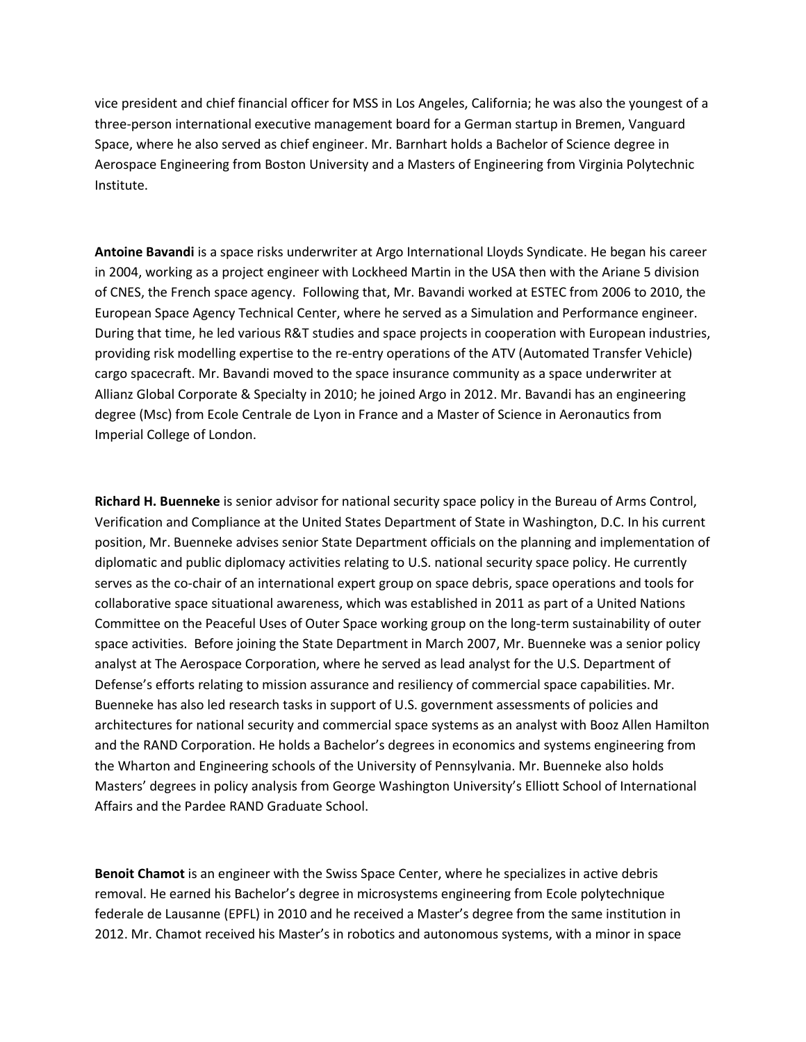vice president and chief financial officer for MSS in Los Angeles, California; he was also the youngest of a three-person international executive management board for a German startup in Bremen, Vanguard Space, where he also served as chief engineer. Mr. Barnhart holds a Bachelor of Science degree in Aerospace Engineering from Boston University and a Masters of Engineering from Virginia Polytechnic Institute.

**Antoine Bavandi** is a space risks underwriter at Argo International Lloyds Syndicate. He began his career in 2004, working as a project engineer with Lockheed Martin in the USA then with the Ariane 5 division of CNES, the French space agency. Following that, Mr. Bavandi worked at ESTEC from 2006 to 2010, the European Space Agency Technical Center, where he served as a Simulation and Performance engineer. During that time, he led various R&T studies and space projects in cooperation with European industries, providing risk modelling expertise to the re-entry operations of the ATV (Automated Transfer Vehicle) cargo spacecraft. Mr. Bavandi moved to the space insurance community as a space underwriter at Allianz Global Corporate & Specialty in 2010; he joined Argo in 2012. Mr. Bavandi has an engineering degree (Msc) from Ecole Centrale de Lyon in France and a Master of Science in Aeronautics from Imperial College of London.

**Richard H. Buenneke** is senior advisor for national security space policy in the Bureau of Arms Control, Verification and Compliance at the United States Department of State in Washington, D.C. In his current position, Mr. Buenneke advises senior State Department officials on the planning and implementation of diplomatic and public diplomacy activities relating to U.S. national security space policy. He currently serves as the co-chair of an international expert group on space debris, space operations and tools for collaborative space situational awareness, which was established in 2011 as part of a United Nations Committee on the Peaceful Uses of Outer Space working group on the long-term sustainability of outer space activities. Before joining the State Department in March 2007, Mr. Buenneke was a senior policy analyst at The Aerospace Corporation, where he served as lead analyst for the U.S. Department of Defense's efforts relating to mission assurance and resiliency of commercial space capabilities. Mr. Buenneke has also led research tasks in support of U.S. government assessments of policies and architectures for national security and commercial space systems as an analyst with Booz Allen Hamilton and the RAND Corporation. He holds a Bachelor's degrees in economics and systems engineering from the Wharton and Engineering schools of the University of Pennsylvania. Mr. Buenneke also holds Masters' degrees in policy analysis from George Washington University's Elliott School of International Affairs and the Pardee RAND Graduate School.

**Benoit Chamot** is an engineer with the Swiss Space Center, where he specializes in active debris removal. He earned his Bachelor's degree in microsystems engineering from Ecole polytechnique federale de Lausanne (EPFL) in 2010 and he received a Master's degree from the same institution in 2012. Mr. Chamot received his Master's in robotics and autonomous systems, with a minor in space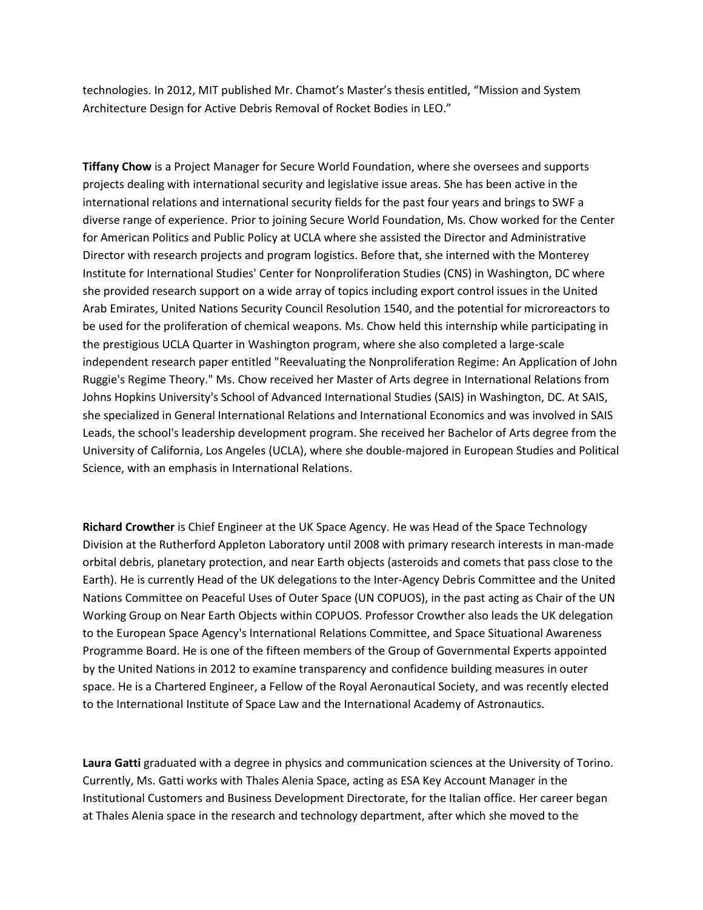technologies. In 2012, MIT published Mr. Chamot's Master's thesis entitled, "Mission and System Architecture Design for Active Debris Removal of Rocket Bodies in LEO."

**Tiffany Chow** is a Project Manager for Secure World Foundation, where she oversees and supports projects dealing with international security and legislative issue areas. She has been active in the international relations and international security fields for the past four years and brings to SWF a diverse range of experience. Prior to joining Secure World Foundation, Ms. Chow worked for the Center for American Politics and Public Policy at UCLA where she assisted the Director and Administrative Director with research projects and program logistics. Before that, she interned with the Monterey Institute for International Studies' Center for Nonproliferation Studies (CNS) in Washington, DC where she provided research support on a wide array of topics including export control issues in the United Arab Emirates, United Nations Security Council Resolution 1540, and the potential for microreactors to be used for the proliferation of chemical weapons. Ms. Chow held this internship while participating in the prestigious UCLA Quarter in Washington program, where she also completed a large-scale independent research paper entitled "Reevaluating the Nonproliferation Regime: An Application of John Ruggie's Regime Theory." Ms. Chow received her Master of Arts degree in International Relations from Johns Hopkins University's School of Advanced International Studies (SAIS) in Washington, DC. At SAIS, she specialized in General International Relations and International Economics and was involved in SAIS Leads, the school's leadership development program. She received her Bachelor of Arts degree from the University of California, Los Angeles (UCLA), where she double-majored in European Studies and Political Science, with an emphasis in International Relations.

**Richard Crowther** is Chief Engineer at the UK Space Agency. He was Head of the Space Technology Division at the Rutherford Appleton Laboratory until 2008 with primary research interests in man-made orbital debris, planetary protection, and near Earth objects (asteroids and comets that pass close to the Earth). He is currently Head of the UK delegations to the Inter-Agency Debris Committee and the United Nations Committee on Peaceful Uses of Outer Space (UN COPUOS), in the past acting as Chair of the UN Working Group on Near Earth Objects within COPUOS. Professor Crowther also leads the UK delegation to the European Space Agency's International Relations Committee, and Space Situational Awareness Programme Board. He is one of the fifteen members of the Group of Governmental Experts appointed by the United Nations in 2012 to examine transparency and confidence building measures in outer space. He is a Chartered Engineer, a Fellow of the Royal Aeronautical Society, and was recently elected to the International Institute of Space Law and the International Academy of Astronautics.

**Laura Gatti** graduated with a degree in physics and communication sciences at the University of Torino. Currently, Ms. Gatti works with Thales Alenia Space, acting as ESA Key Account Manager in the Institutional Customers and Business Development Directorate, for the Italian office. Her career began at Thales Alenia space in the research and technology department, after which she moved to the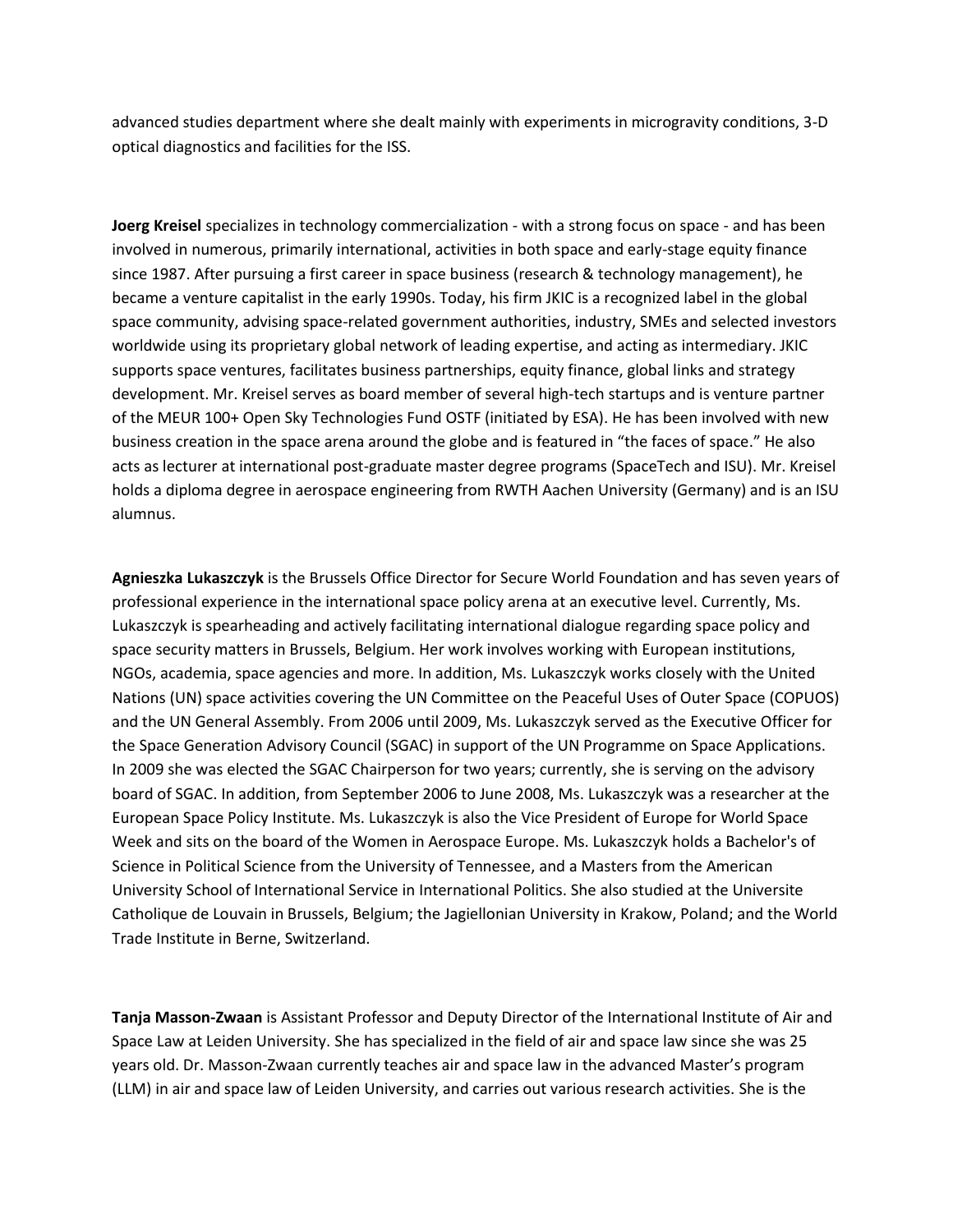advanced studies department where she dealt mainly with experiments in microgravity conditions, 3-D optical diagnostics and facilities for the ISS.

**Joerg Kreisel** specializes in technology commercialization - with a strong focus on space - and has been involved in numerous, primarily international, activities in both space and early-stage equity finance since 1987. After pursuing a first career in space business (research & technology management), he became a venture capitalist in the early 1990s. Today, his firm JKIC is a recognized label in the global space community, advising space-related government authorities, industry, SMEs and selected investors worldwide using its proprietary global network of leading expertise, and acting as intermediary. JKIC supports space ventures, facilitates business partnerships, equity finance, global links and strategy development. Mr. Kreisel serves as board member of several high-tech startups and is venture partner of the MEUR 100+ Open Sky Technologies Fund OSTF (initiated by ESA). He has been involved with new business creation in the space arena around the globe and is featured in "the faces of space." He also acts as lecturer at international post-graduate master degree programs (SpaceTech and ISU). Mr. Kreisel holds a diploma degree in aerospace engineering from RWTH Aachen University (Germany) and is an ISU alumnus.

**Agnieszka Lukaszczyk** is the Brussels Office Director for Secure World Foundation and has seven years of professional experience in the international space policy arena at an executive level. Currently, Ms. Lukaszczyk is spearheading and actively facilitating international dialogue regarding space policy and space security matters in Brussels, Belgium. Her work involves working with European institutions, NGOs, academia, space agencies and more. In addition, Ms. Lukaszczyk works closely with the United Nations (UN) space activities covering the UN Committee on the Peaceful Uses of Outer Space (COPUOS) and the UN General Assembly. From 2006 until 2009, Ms. Lukaszczyk served as the Executive Officer for the Space Generation Advisory Council (SGAC) in support of the UN Programme on Space Applications. In 2009 she was elected the SGAC Chairperson for two years; currently, she is serving on the advisory board of SGAC. In addition, from September 2006 to June 2008, Ms. Lukaszczyk was a researcher at the European Space Policy Institute. Ms. Lukaszczyk is also the Vice President of Europe for World Space Week and sits on the board of the Women in Aerospace Europe. Ms. Lukaszczyk holds a Bachelor's of Science in Political Science from the University of Tennessee, and a Masters from the American University School of International Service in International Politics. She also studied at the Universite Catholique de Louvain in Brussels, Belgium; the Jagiellonian University in Krakow, Poland; and the World Trade Institute in Berne, Switzerland.

**Tanja Masson-Zwaan** is Assistant Professor and Deputy Director of the International Institute of Air and Space Law at Leiden University. She has specialized in the field of air and space law since she was 25 years old. Dr. Masson-Zwaan currently teaches air and space law in the advanced Master's program (LLM) in air and space law of Leiden University, and carries out various research activities. She is the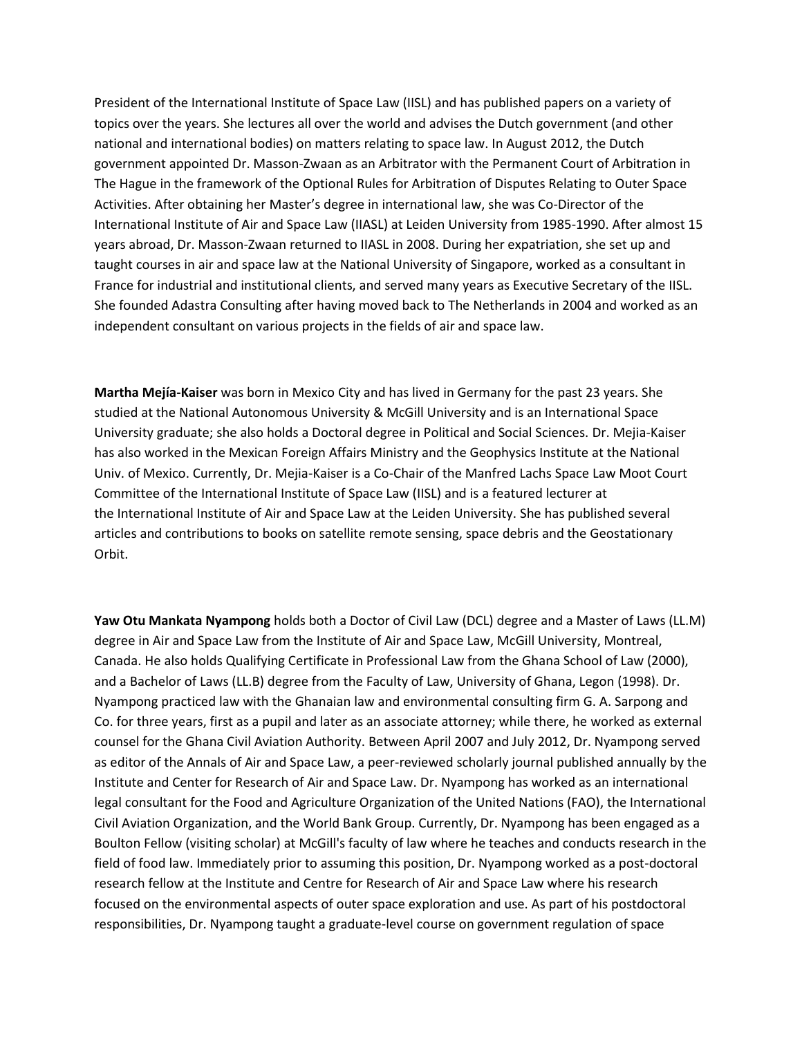President of the International Institute of Space Law (IISL) and has published papers on a variety of topics over the years. She lectures all over the world and advises the Dutch government (and other national and international bodies) on matters relating to space law. In August 2012, the Dutch government appointed Dr. Masson-Zwaan as an Arbitrator with the Permanent Court of Arbitration in The Hague in the framework of the Optional Rules for Arbitration of Disputes Relating to Outer Space Activities. After obtaining her Master's degree in international law, she was Co-Director of the International Institute of Air and Space Law (IIASL) at Leiden University from 1985-1990. After almost 15 years abroad, Dr. Masson-Zwaan returned to IIASL in 2008. During her expatriation, she set up and taught courses in air and space law at the National University of Singapore, worked as a consultant in France for industrial and institutional clients, and served many years as Executive Secretary of the IISL. She founded Adastra Consulting after having moved back to The Netherlands in 2004 and worked as an independent consultant on various projects in the fields of air and space law.

**Martha Mejía-Kaiser** was born in Mexico City and has lived in Germany for the past 23 years. She studied at the National Autonomous University & McGill University and is an International Space University graduate; she also holds a Doctoral degree in Political and Social Sciences. Dr. Mejia-Kaiser has also worked in the Mexican Foreign Affairs Ministry and the Geophysics Institute at the National Univ. of Mexico. Currently, Dr. Mejia-Kaiser is a Co-Chair of the Manfred Lachs Space Law Moot Court Committee of the International Institute of Space Law (IISL) and is a featured lecturer at the International Institute of Air and Space Law at the Leiden University. She has published several articles and contributions to books on satellite remote sensing, space debris and the Geostationary Orbit.

**Yaw Otu Mankata Nyampong** holds both a Doctor of Civil Law (DCL) degree and a Master of Laws (LL.M) degree in Air and Space Law from the Institute of Air and Space Law, McGill University, Montreal, Canada. He also holds Qualifying Certificate in Professional Law from the Ghana School of Law (2000), and a Bachelor of Laws (LL.B) degree from the Faculty of Law, University of Ghana, Legon (1998). Dr. Nyampong practiced law with the Ghanaian law and environmental consulting firm G. A. Sarpong and Co. for three years, first as a pupil and later as an associate attorney; while there, he worked as external counsel for the Ghana Civil Aviation Authority. Between April 2007 and July 2012, Dr. Nyampong served as editor of the Annals of Air and Space Law, a peer-reviewed scholarly journal published annually by the Institute and Center for Research of Air and Space Law. Dr. Nyampong has worked as an international legal consultant for the Food and Agriculture Organization of the United Nations (FAO), the International Civil Aviation Organization, and the World Bank Group. Currently, Dr. Nyampong has been engaged as a Boulton Fellow (visiting scholar) at McGill's faculty of law where he teaches and conducts research in the field of food law. Immediately prior to assuming this position, Dr. Nyampong worked as a post-doctoral research fellow at the Institute and Centre for Research of Air and Space Law where his research focused on the environmental aspects of outer space exploration and use. As part of his postdoctoral responsibilities, Dr. Nyampong taught a graduate-level course on government regulation of space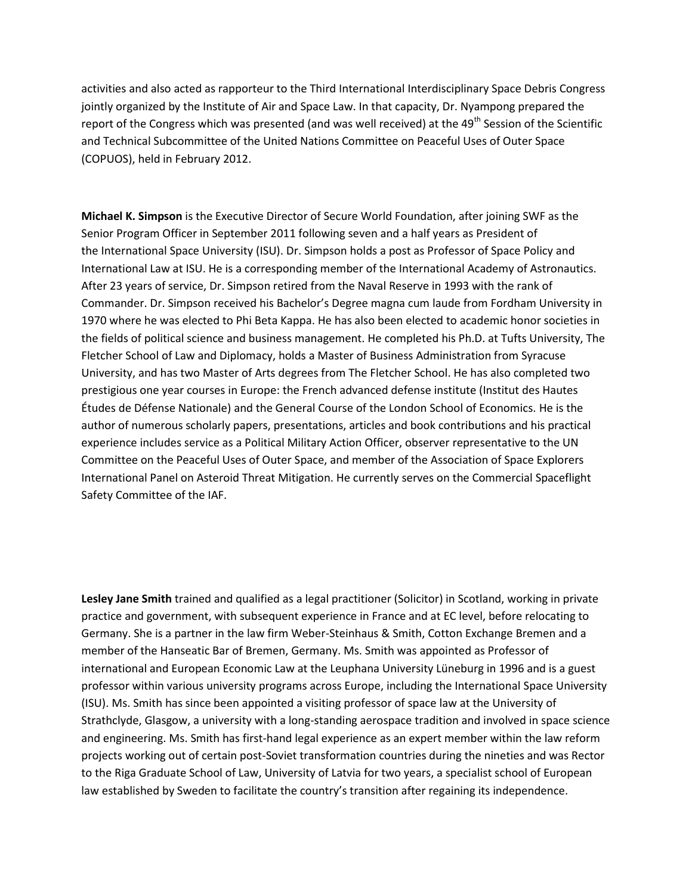activities and also acted as rapporteur to the Third International Interdisciplinary Space Debris Congress jointly organized by the Institute of Air and Space Law. In that capacity, Dr. Nyampong prepared the report of the Congress which was presented (and was well received) at the 49th Session of the Scientific and Technical Subcommittee of the United Nations Committee on Peaceful Uses of Outer Space (COPUOS), held in February 2012.

**Michael K. Simpson** is the Executive Director of Secure World Foundation, after joining SWF as the Senior Program Officer in September 2011 following seven and a half years as President of the International Space University (ISU). Dr. Simpson holds a post as Professor of Space Policy and International Law at ISU. He is a corresponding member of the International Academy of Astronautics. After 23 years of service, Dr. Simpson retired from the Naval Reserve in 1993 with the rank of Commander. Dr. Simpson received his Bachelor's Degree magna cum laude from Fordham University in 1970 where he was elected to Phi Beta Kappa. He has also been elected to academic honor societies in the fields of political science and business management. He completed his Ph.D. at Tufts University, The Fletcher School of Law and Diplomacy, holds a Master of Business Administration from Syracuse University, and has two Master of Arts degrees from The Fletcher School. He has also completed two prestigious one year courses in Europe: the French advanced defense institute (Institut des Hautes Études de Défense Nationale) and the General Course of the London School of Economics. He is the author of numerous scholarly papers, presentations, articles and book contributions and his practical experience includes service as a Political Military Action Officer, observer representative to the UN Committee on the Peaceful Uses of Outer Space, and member of the Association of Space Explorers International Panel on Asteroid Threat Mitigation. He currently serves on the Commercial Spaceflight Safety Committee of the IAF.

**Lesley Jane Smith** trained and qualified as a legal practitioner (Solicitor) in Scotland, working in private practice and government, with subsequent experience in France and at EC level, before relocating to Germany. She is a partner in the law firm Weber-Steinhaus & Smith, Cotton Exchange Bremen and a member of the Hanseatic Bar of Bremen, Germany. Ms. Smith was appointed as Professor of international and European Economic Law at the Leuphana University Lüneburg in 1996 and is a guest professor within various university programs across Europe, including the International Space University (ISU). Ms. Smith has since been appointed a visiting professor of space law at the University of Strathclyde, Glasgow, a university with a long-standing aerospace tradition and involved in space science and engineering. Ms. Smith has first-hand legal experience as an expert member within the law reform projects working out of certain post-Soviet transformation countries during the nineties and was Rector to the Riga Graduate School of Law, University of Latvia for two years, a specialist school of European law established by Sweden to facilitate the country's transition after regaining its independence.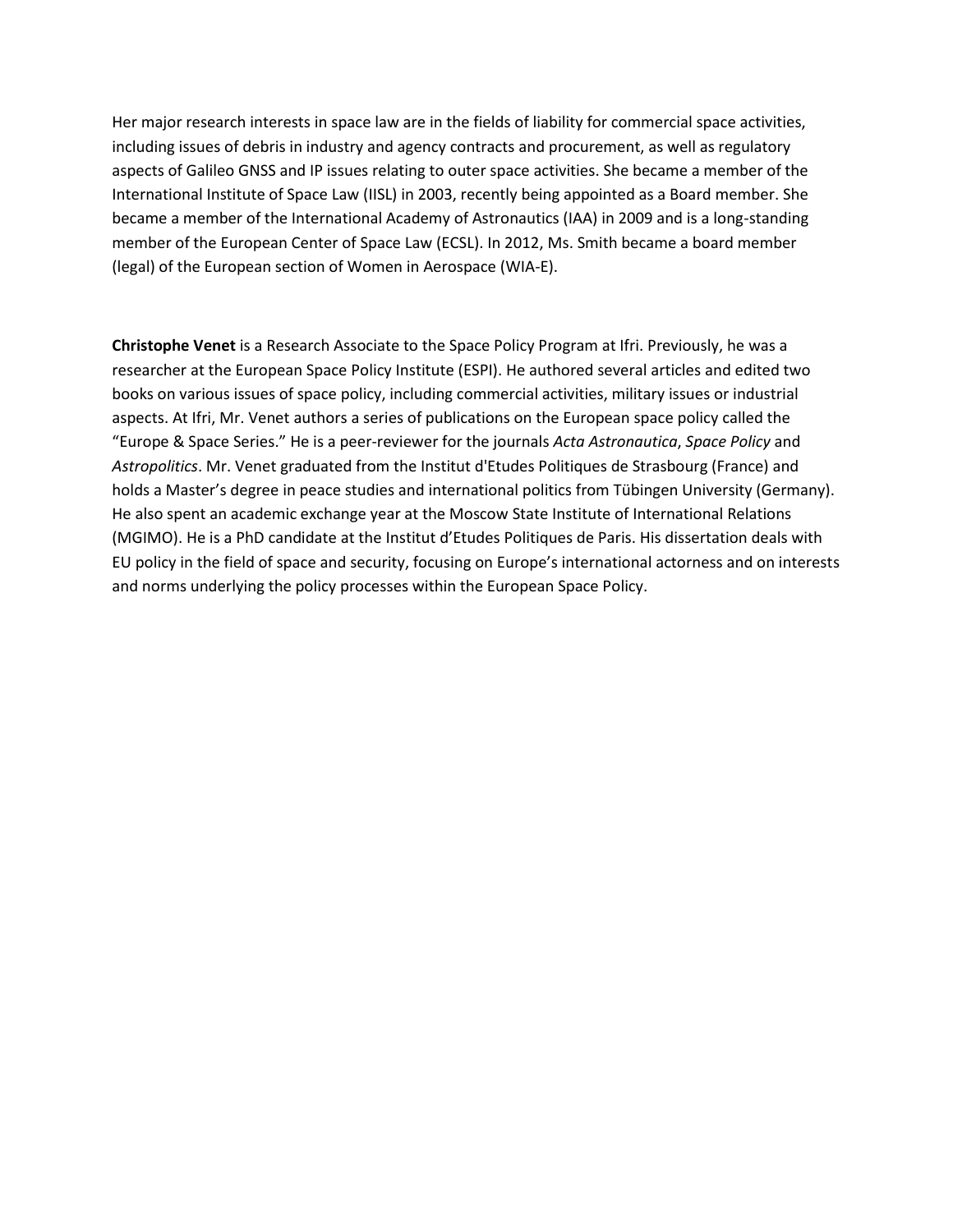Her major research interests in space law are in the fields of liability for commercial space activities, including issues of debris in industry and agency contracts and procurement, as well as regulatory aspects of Galileo GNSS and IP issues relating to outer space activities. She became a member of the International Institute of Space Law (IISL) in 2003, recently being appointed as a Board member. She became a member of the International Academy of Astronautics (IAA) in 2009 and is a long-standing member of the European Center of Space Law (ECSL). In 2012, Ms. Smith became a board member (legal) of the European section of Women in Aerospace (WIA-E).

**Christophe Venet** is a Research Associate to the Space Policy Program at Ifri. Previously, he was a researcher at the European Space Policy Institute (ESPI). He authored several articles and edited two books on various issues of space policy, including commercial activities, military issues or industrial aspects. At Ifri, Mr. Venet authors a series of publications on the European space policy called the "Europe & Space Series." He is a peer-reviewer for the journals *Acta Astronautica*, *Space Policy* and *Astropolitics*. Mr. Venet graduated from the Institut d'Etudes Politiques de Strasbourg (France) and holds a Master's degree in peace studies and international politics from Tübingen University (Germany). He also spent an academic exchange year at the Moscow State Institute of International Relations (MGIMO). He is a PhD candidate at the Institut d'Etudes Politiques de Paris. His dissertation deals with EU policy in the field of space and security, focusing on Europe's international actorness and on interests and norms underlying the policy processes within the European Space Policy.